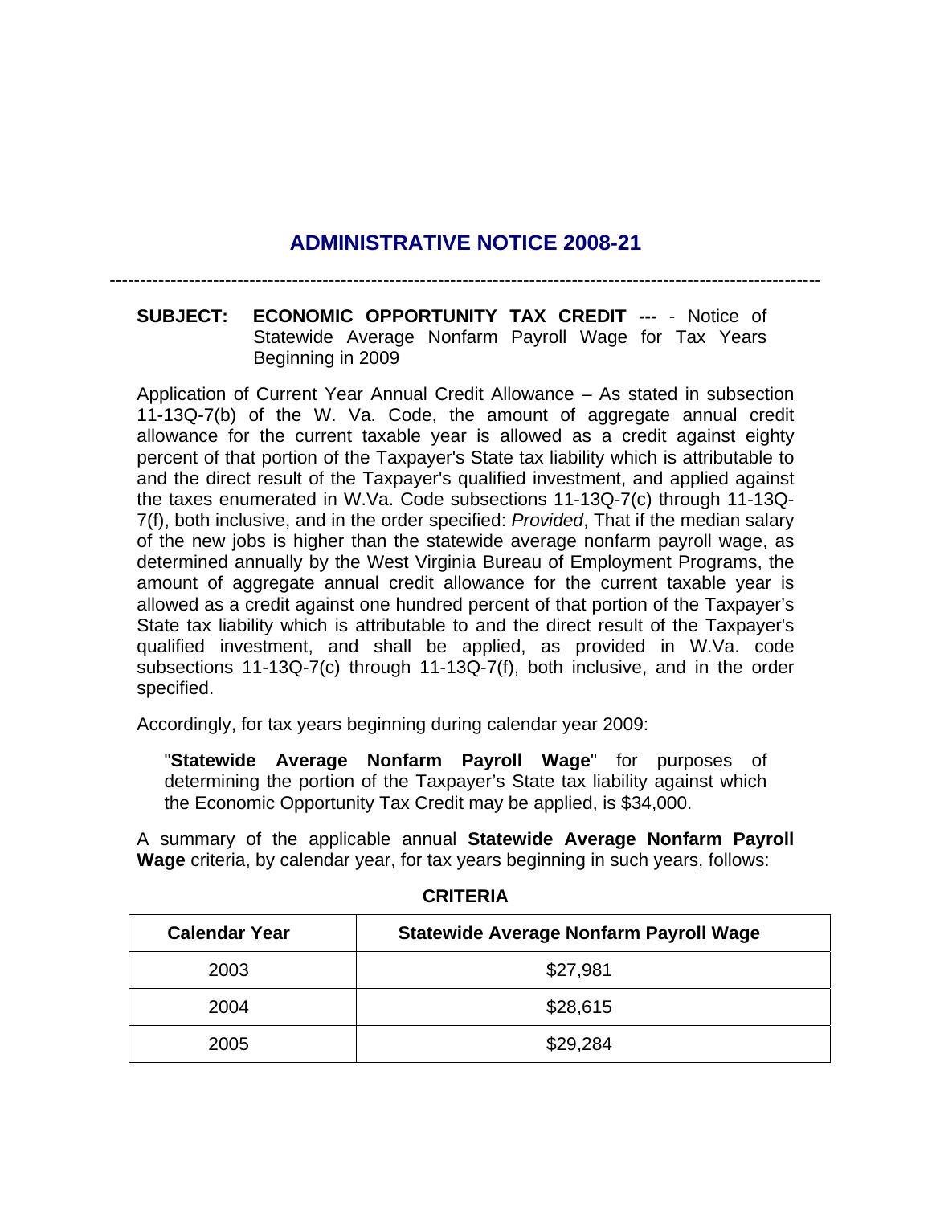# ADMINISTRATIVE NOTICE 2008-21

---

**SUBJECT: ECONOMIC OPPORTUNITY TAX CREDIT ---** - Notice of Statewide Average Nonfarm Payroll Wage for Tax Years Beginning in 2009

Application of Current Year Annual Credit Allowance – As stated in subsection 11-13Q-7(b) of the W. Va. Code, the amount of aggregate annual credit allowance for the current taxable year is allowed as a credit against eighty percent of that portion of the Taxpayer's State tax liability which is attributable to and the direct result of the Taxpayer's qualified investment, and applied against the taxes enumerated in W.Va. Code subsections 11-13Q-7(c) through 11-13Q-7(f), both inclusive, and in the order specified: *Provided*, That if the median salary of the new jobs is higher than the statewide average nonfarm payroll wage, as determined annually by the West Virginia Bureau of Employment Programs, the amount of aggregate annual credit allowance for the current taxable year is allowed as a credit against one hundred percent of that portion of the Taxpayer's State tax liability which is attributable to and the direct result of the Taxpayer's qualified investment, and shall be applied, as provided in W.Va. code subsections 11-13Q-7(c) through 11-13Q-7(f), both inclusive, and in the order specified.

Accordingly, for tax years beginning during calendar year 2009:

"**Statewide Average Nonfarm Payroll Wage**" for purposes of determining the portion of the Taxpayer's State tax liability against which the Economic Opportunity Tax Credit may be applied, is $34,000.

A summary of the applicable annual **Statewide Average Nonfarm Payroll Wage** criteria, by calendar year, for tax years beginning in such years, follows:

**CRITERIA**

| Calendar Year | Statewide Average Nonfarm Payroll Wage |
|---|---|
| 2003 | $27,981 |
| 2004 | $28,615 |
| 2005 | $29,284 |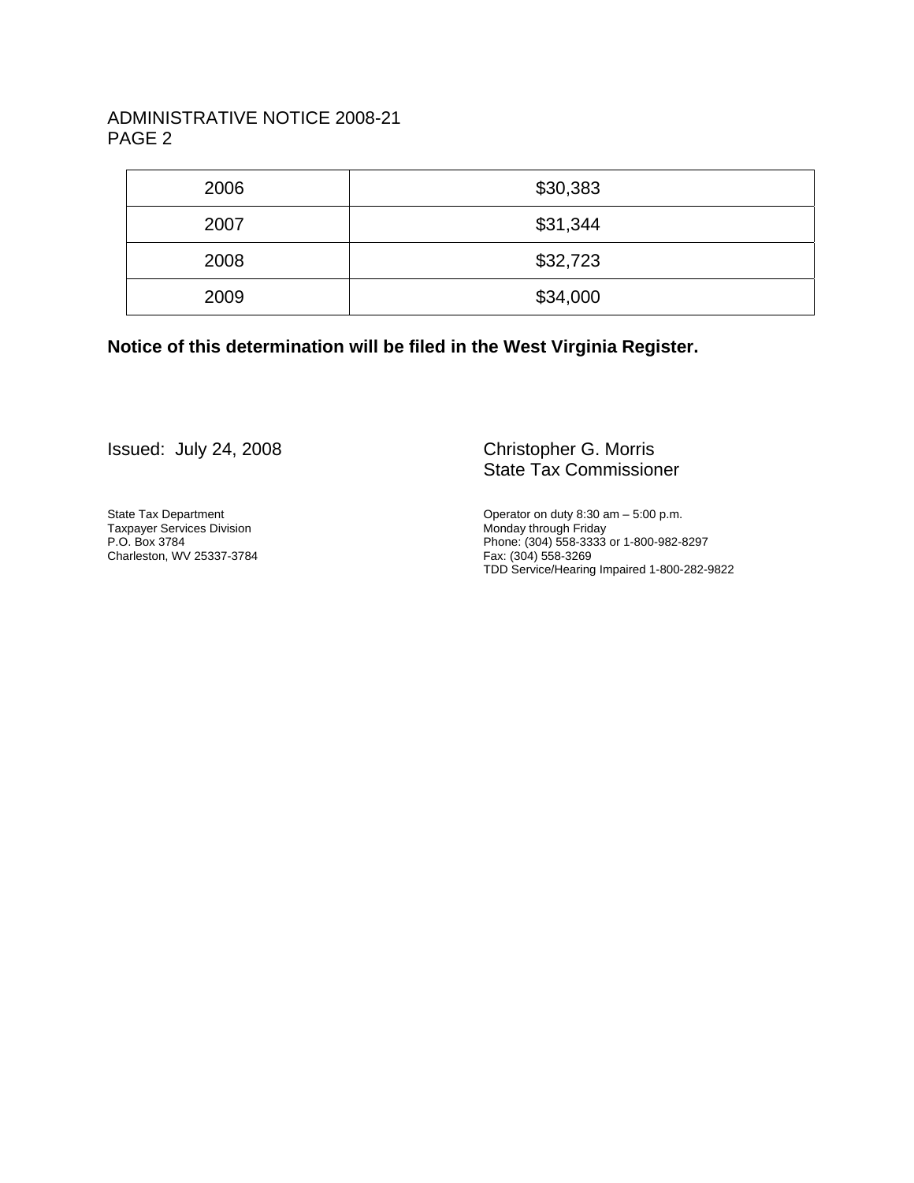| | |
|---|---|
| 2006 | $30,383 |
| 2007 | $31,344 |
| 2008 | $32,723 |
| 2009 | $34,000 |

**Notice of this determination will be filed in the West Virginia Register.**

Issued: July 24, 2008

Christopher G. Morris
State Tax Commissioner

State Tax Department
Taxpayer Services Division
P.O. Box 3784
Charleston, WV 25337-3784

Operator on duty 8:30 am – 5:00 p.m.
Monday through Friday
Phone: (304) 558-3333 or 1-800-982-8297
Fax: (304) 558-3269
TDD Service/Hearing Impaired 1-800-282-9822